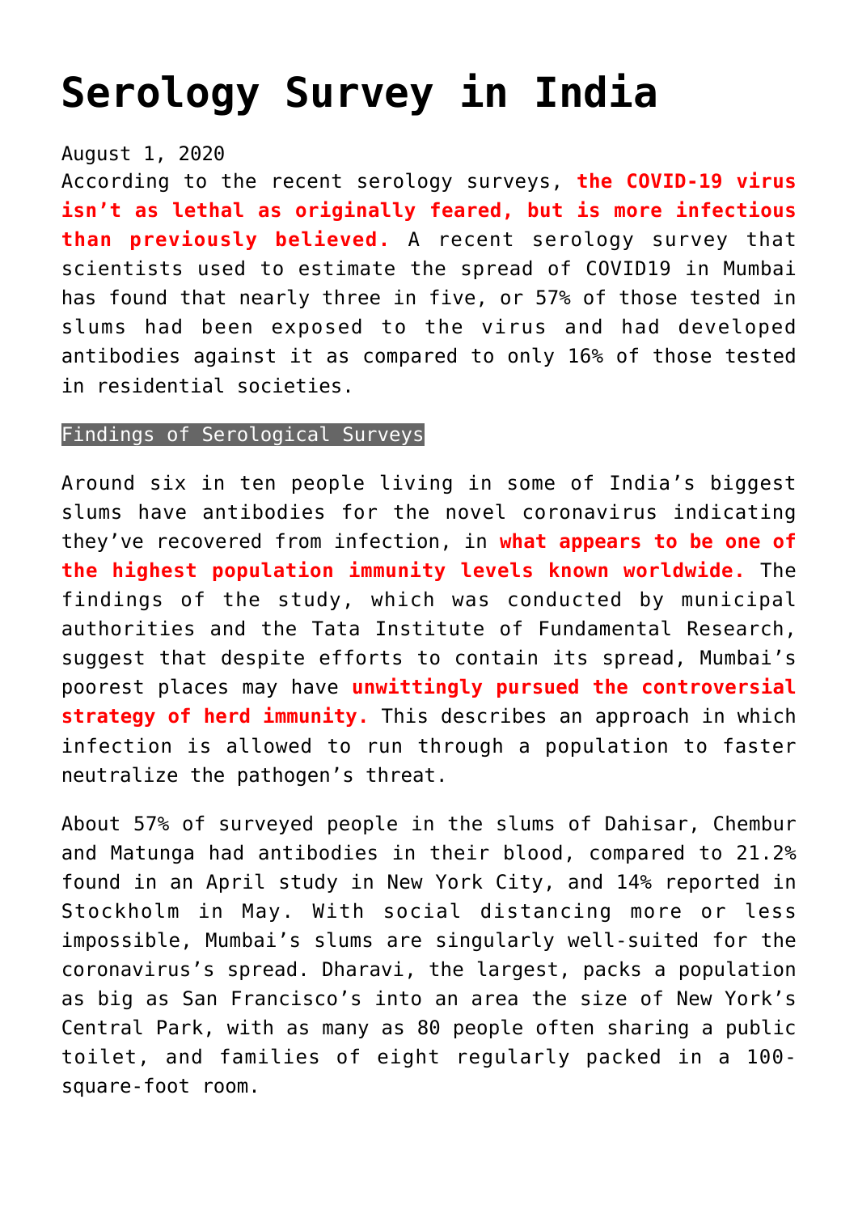# Serology Survey in India

August 1, 2020

According to the recent serology surveys, **the COVID-19 virus isn't as lethal as originally feared, but is more infectious than previously believed.** A recent serology survey that scientists used to estimate the spread of COVID19 in Mumbai has found that nearly three in five, or 57% of those tested in slums had been exposed to the virus and had developed antibodies against it as compared to only 16% of those tested in residential societies.

## Findings of Serological Surveys

Around six in ten people living in some of India's biggest slums have antibodies for the novel coronavirus indicating they've recovered from infection, in **what appears to be one of the highest population immunity levels known worldwide.** The findings of the study, which was conducted by municipal authorities and the Tata Institute of Fundamental Research, suggest that despite efforts to contain its spread, Mumbai's poorest places may have **unwittingly pursued the controversial strategy of herd immunity.** This describes an approach in which infection is allowed to run through a population to faster neutralize the pathogen's threat.

About 57% of surveyed people in the slums of Dahisar, Chembur and Matunga had antibodies in their blood, compared to 21.2% found in an April study in New York City, and 14% reported in Stockholm in May. With social distancing more or less impossible, Mumbai's slums are singularly well-suited for the coronavirus's spread. Dharavi, the largest, packs a population as big as San Francisco's into an area the size of New York's Central Park, with as many as 80 people often sharing a public toilet, and families of eight regularly packed in a 100-square-foot room.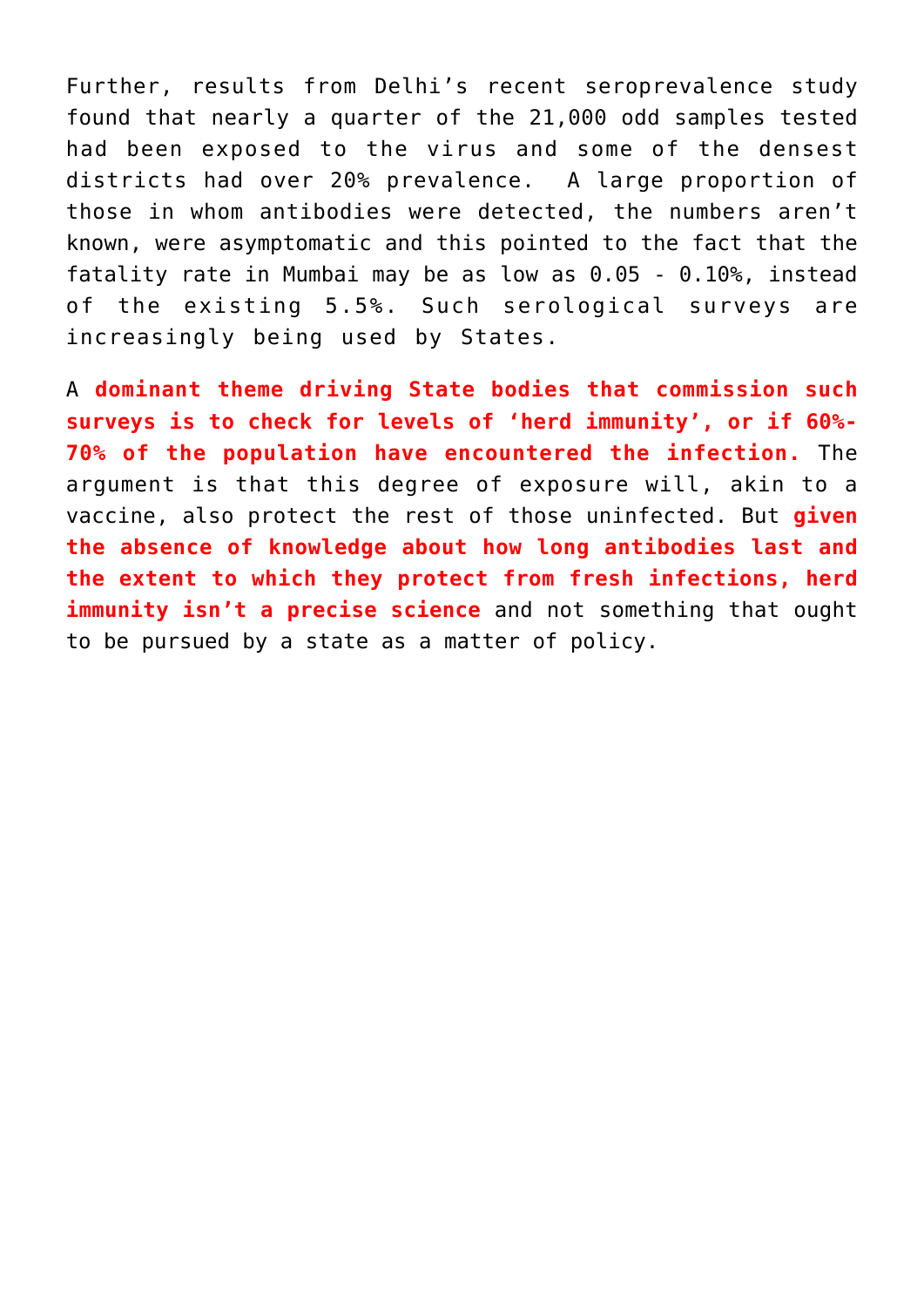Further, results from Delhi's recent seroprevalence study found that nearly a quarter of the 21,000 odd samples tested had been exposed to the virus and some of the densest districts had over 20% prevalence.  A large proportion of those in whom antibodies were detected, the numbers aren't known, were asymptomatic and this pointed to the fact that the fatality rate in Mumbai may be as low as 0.05 - 0.10%, instead of the existing 5.5%. Such serological surveys are increasingly being used by States.

A **dominant theme driving State bodies that commission such surveys is to check for levels of 'herd immunity', or if 60%-70% of the population have encountered the infection.** The argument is that this degree of exposure will, akin to a vaccine, also protect the rest of those uninfected. But **given the absence of knowledge about how long antibodies last and the extent to which they protect from fresh infections, herd immunity isn't a precise science** and not something that ought to be pursued by a state as a matter of policy.